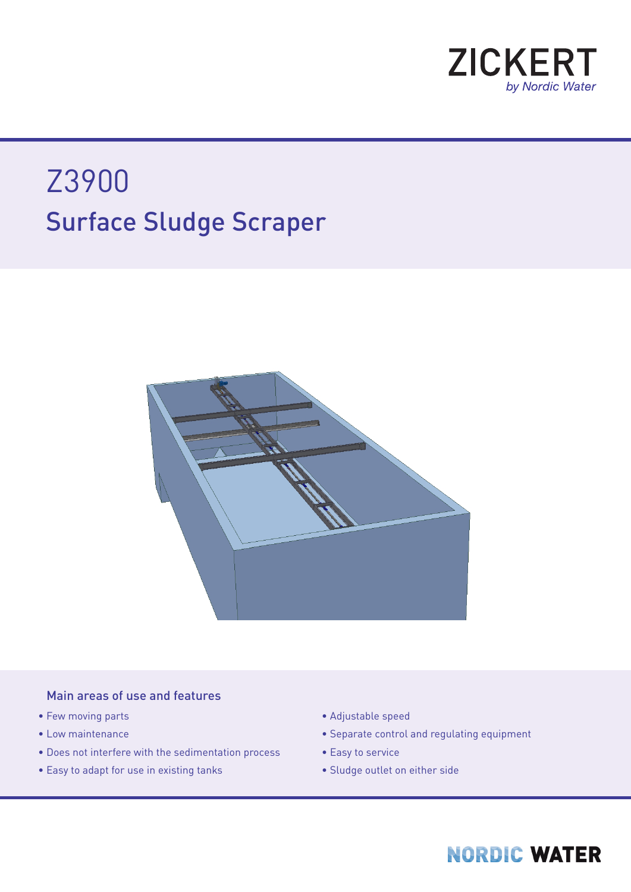ZICKERT
*by Nordic Water*

# Z3900

## Surface Sludge Scraper

### Main areas of use and features

- Few moving parts
- Low maintenance
- Does not interfere with the sedimentation process
- Easy to adapt for use in existing tanks
- Adjustable speed
- Separate control and regulating equipment
- Easy to service
- Sludge outlet on either side

NORDIC WATER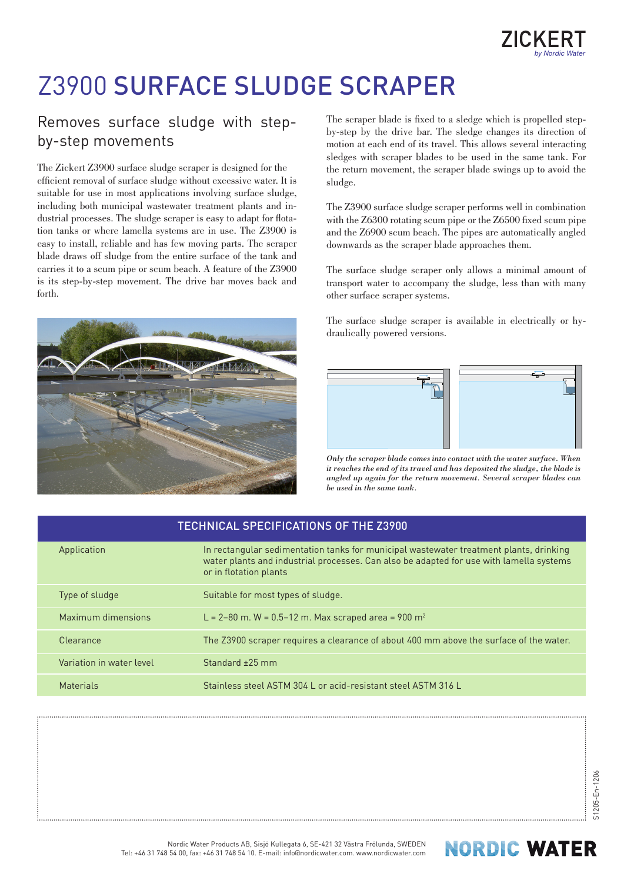# Z3900 SURFACE SLUDGE SCRAPER

## Removes surface sludge with step-by-step movements

The Zickert Z3900 surface sludge scraper is designed for the efficient removal of surface sludge without excessive water. It is suitable for use in most applications involving surface sludge, including both municipal wastewater treatment plants and industrial processes. The sludge scraper is easy to adapt for flotation tanks or where lamella systems are in use. The Z3900 is easy to install, reliable and has few moving parts. The scraper blade draws off sludge from the entire surface of the tank and carries it to a scum pipe or scum beach. A feature of the Z3900 is its step-by-step movement. The drive bar moves back and forth.

The scraper blade is fixed to a sledge which is propelled step-by-step by the drive bar. The sledge changes its direction of motion at each end of its travel. This allows several interacting sledges with scraper blades to be used in the same tank. For the return movement, the scraper blade swings up to avoid the sludge.

The Z3900 surface sludge scraper performs well in combination with the Z6300 rotating scum pipe or the Z6500 fixed scum pipe and the Z6900 scum beach. The pipes are automatically angled downwards as the scraper blade approaches them.

The surface sludge scraper only allows a minimal amount of transport water to accompany the sludge, less than with many other surface scraper systems.

The surface sludge scraper is available in electrically or hydraulically powered versions.

*Only the scraper blade comes into contact with the water surface. When it reaches the end of its travel and has deposited the sludge, the blade is angled up again for the return movement. Several scraper blades can be used in the same tank.*

| TECHNICAL SPECIFICATIONS OF THE Z3900 | |
|---|---|
| Application | In rectangular sedimentation tanks for municipal wastewater treatment plants, drinking water plants and industrial processes. Can also be adapted for use with lamella systems or in flotation plants |
| Type of sludge | Suitable for most types of sludge. |
| Maximum dimensions | L = 2–80 m. W = 0.5–12 m. Max scraped area = 900 m$^2$ |
| Clearance | The Z3900 scraper requires a clearance of about 400 mm above the surface of the water. |
| Variation in water level | Standard ±25 mm |
| Materials | Stainless steel ASTM 304 L or acid-resistant steel ASTM 316 L |

S1205-En-1206

Nordic Water Products AB, Sisjö Kullegata 6, SE-421 32 Västra Frölunda, SWEDEN
Tel: +46 31 748 54 00, fax: +46 31 748 54 10. E-mail: info@nordicwater.com. www.nordicwater.com